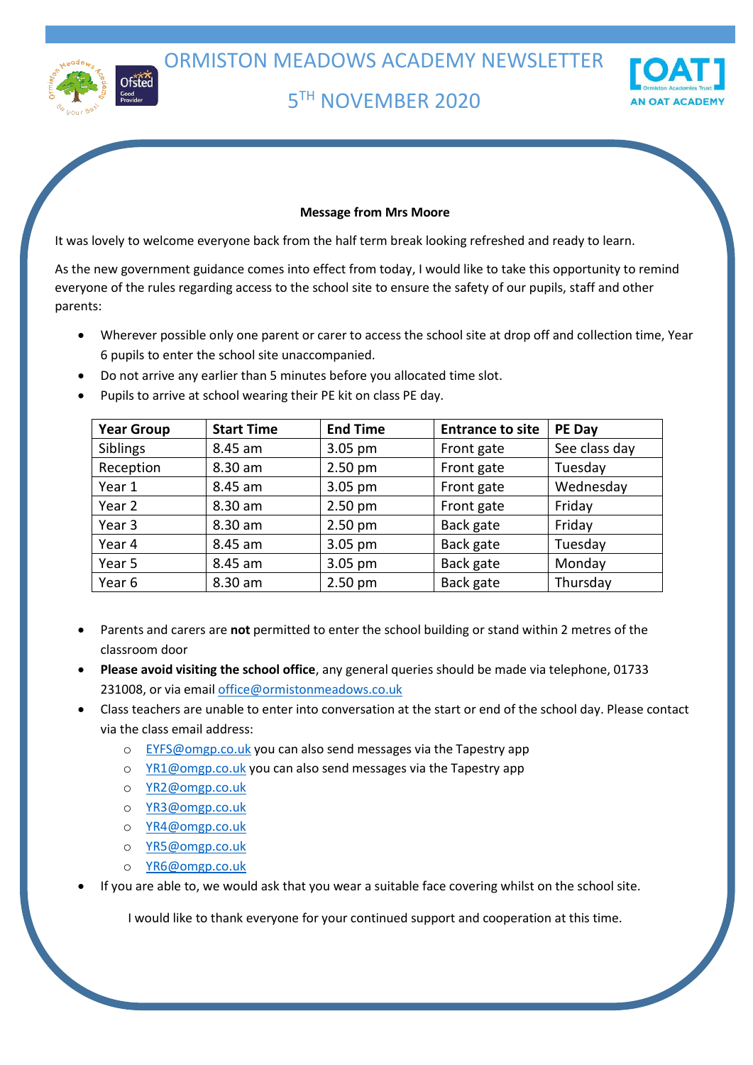# ORMISTON MEADOWS ACADEMY NEWSLETTER

## 5TH NOVEMBER 2020

**Message from Mrs Moore**

It was lovely to welcome everyone back from the half term break looking refreshed and ready to learn.

As the new government guidance comes into effect from today, I would like to take this opportunity to remind everyone of the rules regarding access to the school site to ensure the safety of our pupils, staff and other parents:

- Wherever possible only one parent or carer to access the school site at drop off and collection time, Year 6 pupils to enter the school site unaccompanied.
- Do not arrive any earlier than 5 minutes before you allocated time slot.
- Pupils to arrive at school wearing their PE kit on class PE day.

| Year Group | Start Time | End Time | Entrance to site | PE Day |
|---|---|---|---|---|
| Siblings | 8.45 am | 3.05 pm | Front gate | See class day |
| Reception | 8.30 am | 2.50 pm | Front gate | Tuesday |
| Year 1 | 8.45 am | 3.05 pm | Front gate | Wednesday |
| Year 2 | 8.30 am | 2.50 pm | Front gate | Friday |
| Year 3 | 8.30 am | 2.50 pm | Back gate | Friday |
| Year 4 | 8.45 am | 3.05 pm | Back gate | Tuesday |
| Year 5 | 8.45 am | 3.05 pm | Back gate | Monday |
| Year 6 | 8.30 am | 2.50 pm | Back gate | Thursday |

- Parents and carers are **not** permitted to enter the school building or stand within 2 metres of the classroom door
- **Please avoid visiting the school office**, any general queries should be made via telephone, 01733 231008, or via email office@ormistonmeadows.co.uk
- Class teachers are unable to enter into conversation at the start or end of the school day. Please contact via the class email address:
    - EYFS@omgp.co.uk you can also send messages via the Tapestry app
    - YR1@omgp.co.uk you can also send messages via the Tapestry app
    - YR2@omgp.co.uk
    - YR3@omgp.co.uk
    - YR4@omgp.co.uk
    - YR5@omgp.co.uk
    - YR6@omgp.co.uk
- If you are able to, we would ask that you wear a suitable face covering whilst on the school site.

I would like to thank everyone for your continued support and cooperation at this time.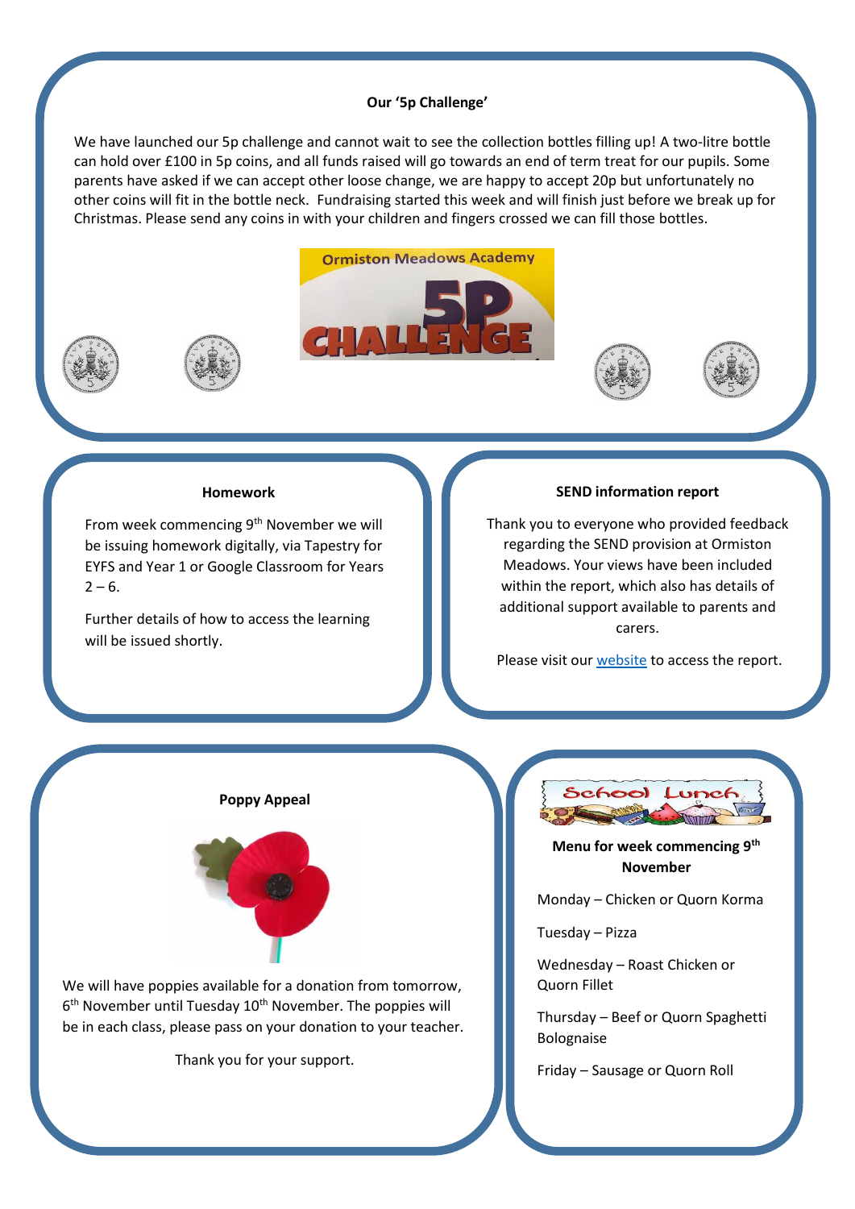## Our '5p Challenge'

We have launched our 5p challenge and cannot wait to see the collection bottles filling up! A two-litre bottle can hold over £100 in 5p coins, and all funds raised will go towards an end of term treat for our pupils. Some parents have asked if we can accept other loose change, we are happy to accept 20p but unfortunately no other coins will fit in the bottle neck. Fundraising started this week and will finish just before we break up for Christmas. Please send any coins in with your children and fingers crossed we can fill those bottles.

## Homework

From week commencing 9th November we will be issuing homework digitally, via Tapestry for EYFS and Year 1 or Google Classroom for Years 2 – 6.

Further details of how to access the learning will be issued shortly.

## SEND information report

Thank you to everyone who provided feedback regarding the SEND provision at Ormiston Meadows. Your views have been included within the report, which also has details of additional support available to parents and carers.

Please visit our website to access the report.

## Poppy Appeal

We will have poppies available for a donation from tomorrow, 6th November until Tuesday 10th November. The poppies will be in each class, please pass on your donation to your teacher.

Thank you for your support.

## School Lunch

**Menu for week commencing 9th November**

Monday – Chicken or Quorn Korma

Tuesday – Pizza

Wednesday – Roast Chicken or Quorn Fillet

Thursday – Beef or Quorn Spaghetti Bolognaise

Friday – Sausage or Quorn Roll